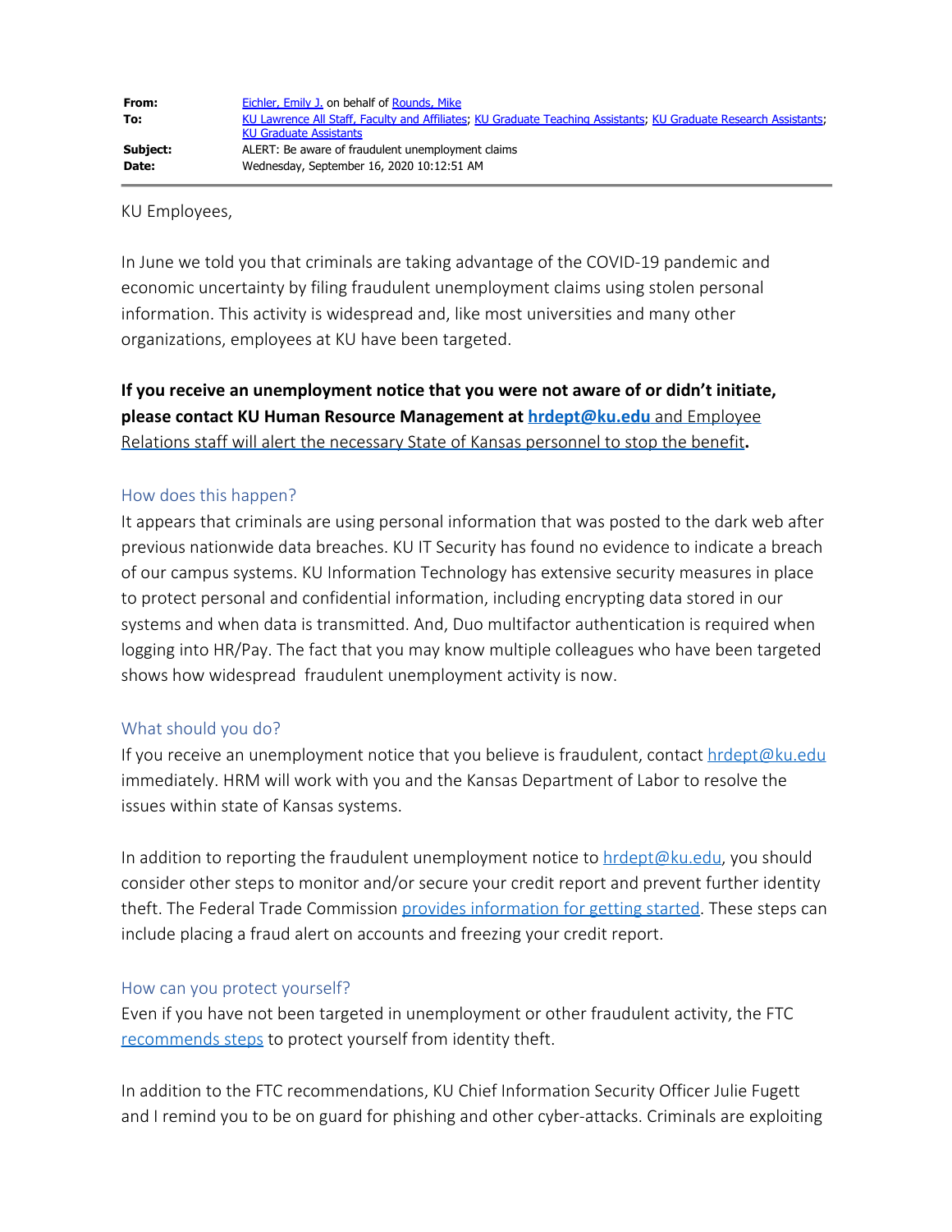| | |
|---|---|
| **From:** | Eichler, Emily J. on behalf of Rounds, Mike |
| **To:** | KU Lawrence All Staff, Faculty and Affiliates; KU Graduate Teaching Assistants; KU Graduate Research Assistants; KU Graduate Assistants |
| **Subject:** | ALERT: Be aware of fraudulent unemployment claims |
| **Date:** | Wednesday, September 16, 2020 10:12:51 AM |

KU Employees,

In June we told you that criminals are taking advantage of the COVID-19 pandemic and economic uncertainty by filing fraudulent unemployment claims using stolen personal information. This activity is widespread and, like most universities and many other organizations, employees at KU have been targeted.

**If you receive an unemployment notice that you were not aware of or didn't initiate, please contact KU Human Resource Management at hrdept@ku.edu and Employee Relations staff will alert the necessary State of Kansas personnel to stop the benefit.**

### How does this happen?

It appears that criminals are using personal information that was posted to the dark web after previous nationwide data breaches. KU IT Security has found no evidence to indicate a breach of our campus systems. KU Information Technology has extensive security measures in place to protect personal and confidential information, including encrypting data stored in our systems and when data is transmitted. And, Duo multifactor authentication is required when logging into HR/Pay. The fact that you may know multiple colleagues who have been targeted shows how widespread fraudulent unemployment activity is now.

### What should you do?

If you receive an unemployment notice that you believe is fraudulent, contact hrdept@ku.edu immediately. HRM will work with you and the Kansas Department of Labor to resolve the issues within state of Kansas systems.

In addition to reporting the fraudulent unemployment notice to hrdept@ku.edu, you should consider other steps to monitor and/or secure your credit report and prevent further identity theft. The Federal Trade Commission provides information for getting started. These steps can include placing a fraud alert on accounts and freezing your credit report.

### How can you protect yourself?

Even if you have not been targeted in unemployment or other fraudulent activity, the FTC recommends steps to protect yourself from identity theft.

In addition to the FTC recommendations, KU Chief Information Security Officer Julie Fugett and I remind you to be on guard for phishing and other cyber-attacks. Criminals are exploiting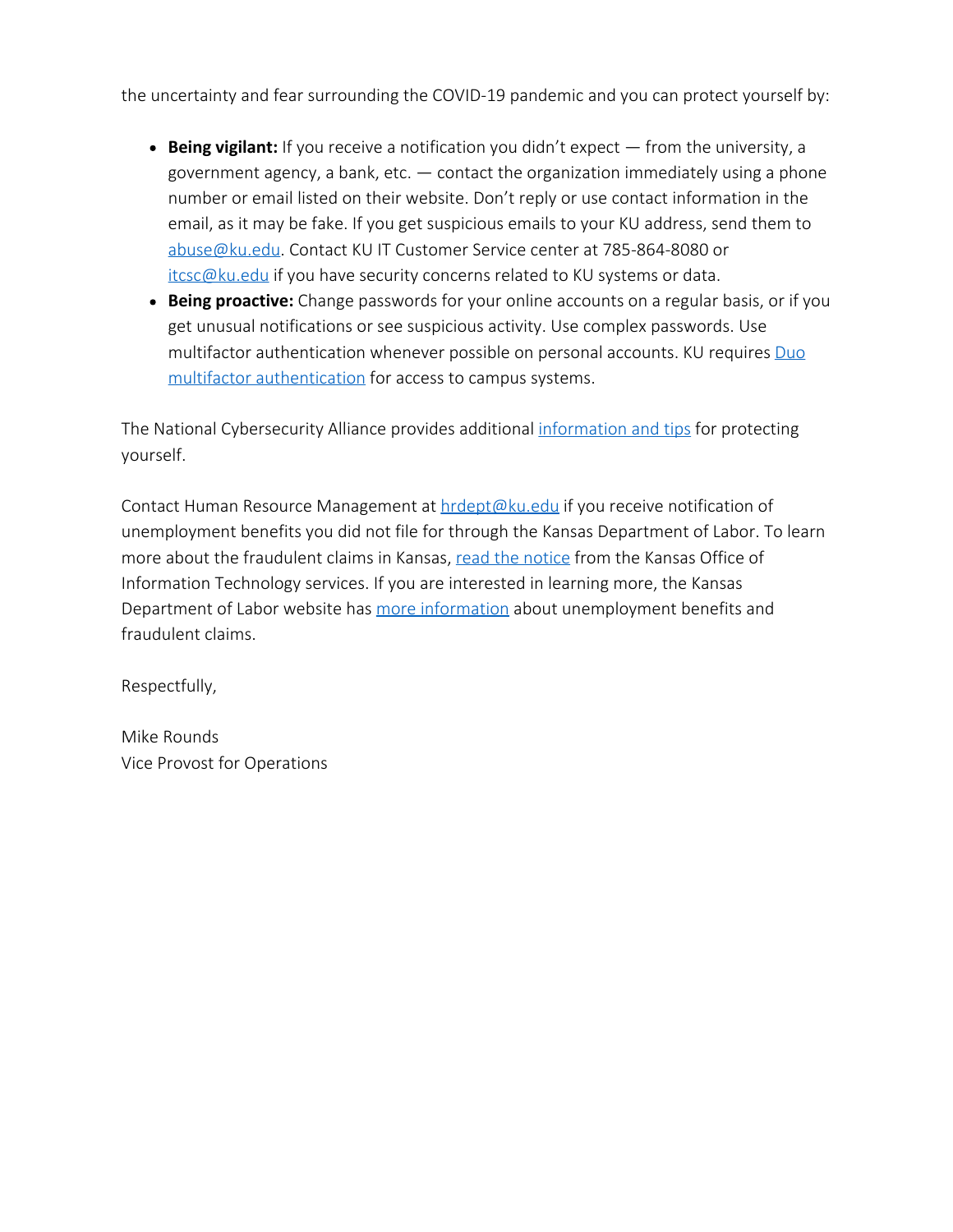the uncertainty and fear surrounding the COVID-19 pandemic and you can protect yourself by:

- **Being vigilant:** If you receive a notification you didn't expect — from the university, a government agency, a bank, etc. — contact the organization immediately using a phone number or email listed on their website. Don't reply or use contact information in the email, as it may be fake. If you get suspicious emails to your KU address, send them to abuse@ku.edu. Contact KU IT Customer Service center at 785-864-8080 or itcsc@ku.edu if you have security concerns related to KU systems or data.
- **Being proactive:** Change passwords for your online accounts on a regular basis, or if you get unusual notifications or see suspicious activity. Use complex passwords. Use multifactor authentication whenever possible on personal accounts. KU requires Duo multifactor authentication for access to campus systems.

The National Cybersecurity Alliance provides additional information and tips for protecting yourself.

Contact Human Resource Management at hrdept@ku.edu if you receive notification of unemployment benefits you did not file for through the Kansas Department of Labor. To learn more about the fraudulent claims in Kansas, read the notice from the Kansas Office of Information Technology services. If you are interested in learning more, the Kansas Department of Labor website has more information about unemployment benefits and fraudulent claims.

Respectfully,

Mike Rounds
Vice Provost for Operations